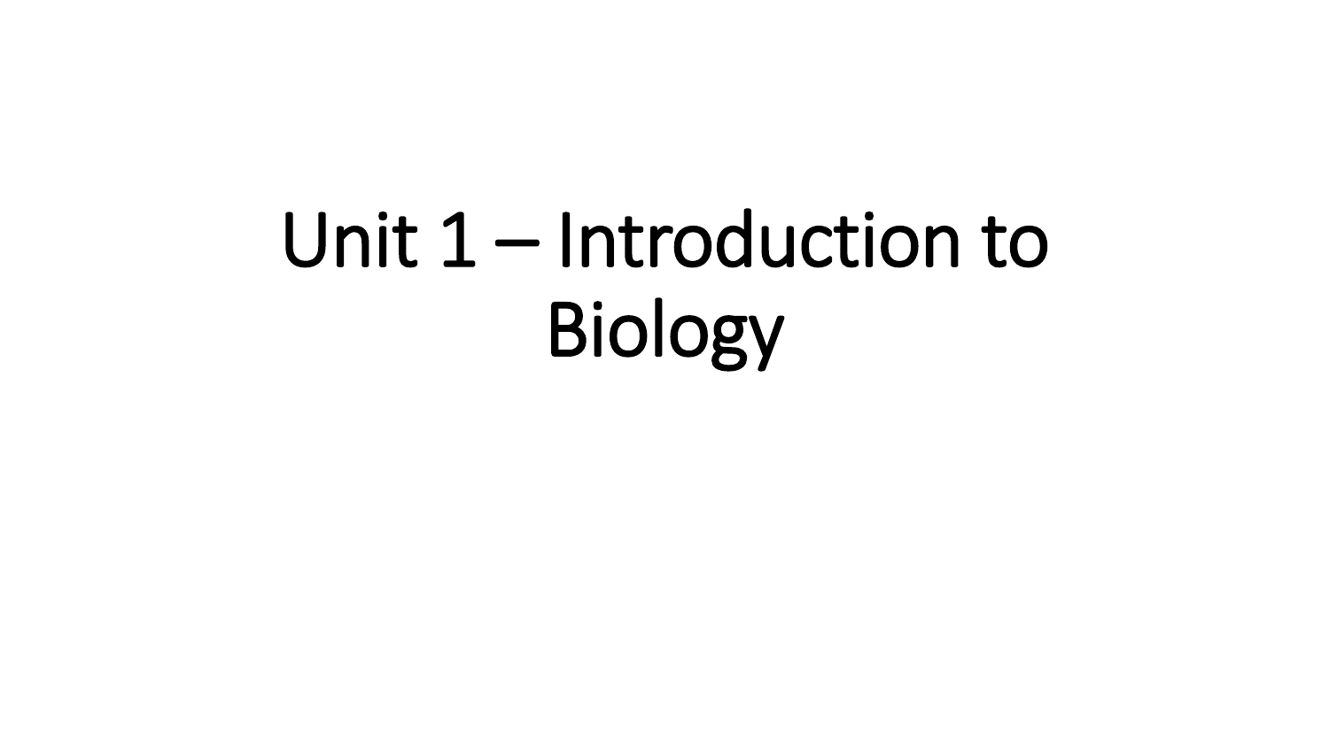# Unit 1 – Introduction to Biology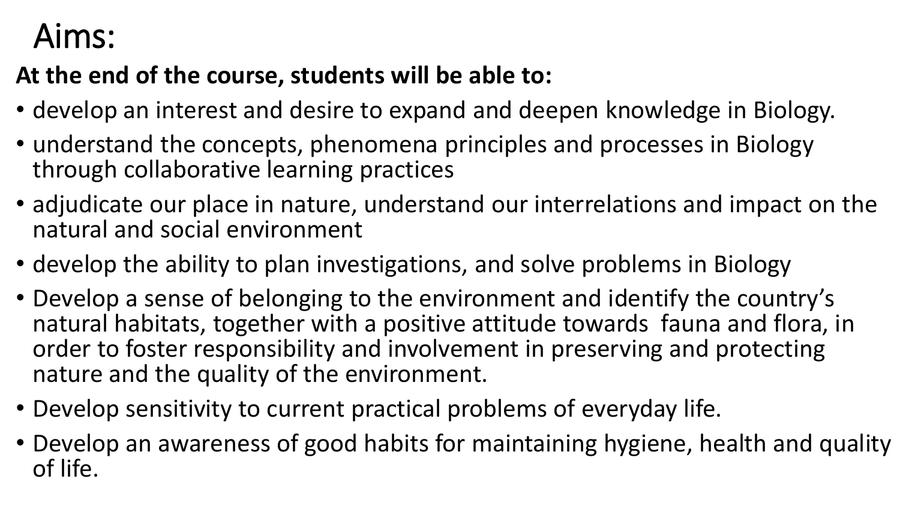# Aims:

**At the end of the course, students will be able to:**

- develop an interest and desire to expand and deepen knowledge in Biology.
- understand the concepts, phenomena principles and processes in Biology through collaborative learning practices
- adjudicate our place in nature, understand our interrelations and impact on the natural and social environment
- develop the ability to plan investigations, and solve problems in Biology
- Develop a sense of belonging to the environment and identify the country's natural habitats, together with a positive attitude towards fauna and flora, in order to foster responsibility and involvement in preserving and protecting nature and the quality of the environment.
- Develop sensitivity to current practical problems of everyday life.
- Develop an awareness of good habits for maintaining hygiene, health and quality of life.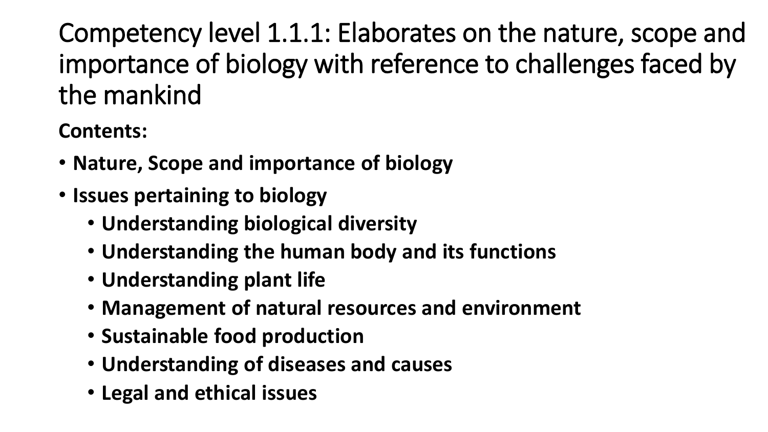# Competency level 1.1.1: Elaborates on the nature, scope and importance of biology with reference to challenges faced by the mankind

**Contents:**

- **Nature, Scope and importance of biology**
- **Issues pertaining to biology**
  - **Understanding biological diversity**
  - **Understanding the human body and its functions**
  - **Understanding plant life**
  - **Management of natural resources and environment**
  - **Sustainable food production**
  - **Understanding of diseases and causes**
  - **Legal and ethical issues**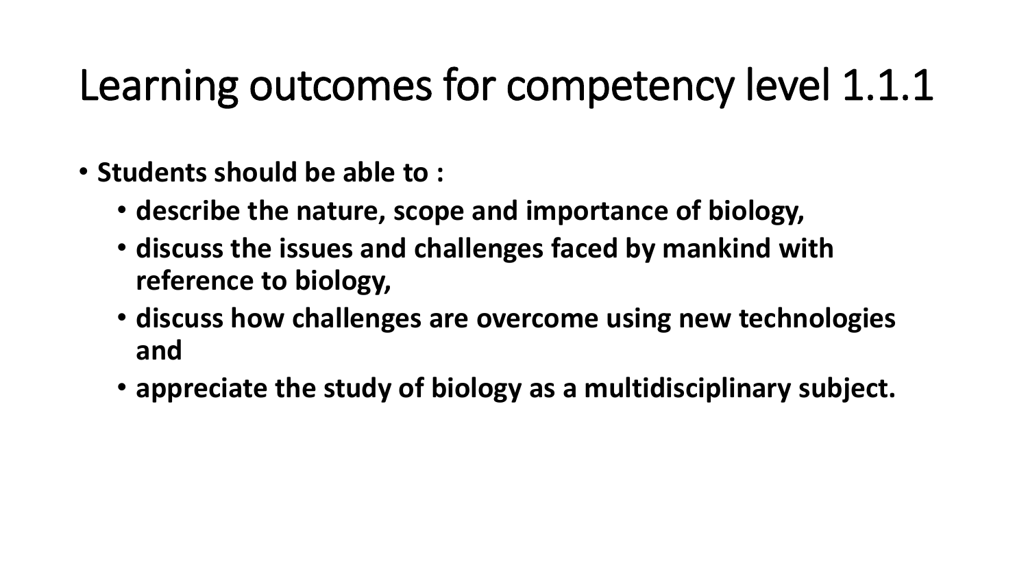# Learning outcomes for competency level 1.1.1

- **Students should be able to :**
  - **describe the nature, scope and importance of biology,**
  - **discuss the issues and challenges faced by mankind with reference to biology,**
  - **discuss how challenges are overcome using new technologies and**
  - **appreciate the study of biology as a multidisciplinary subject.**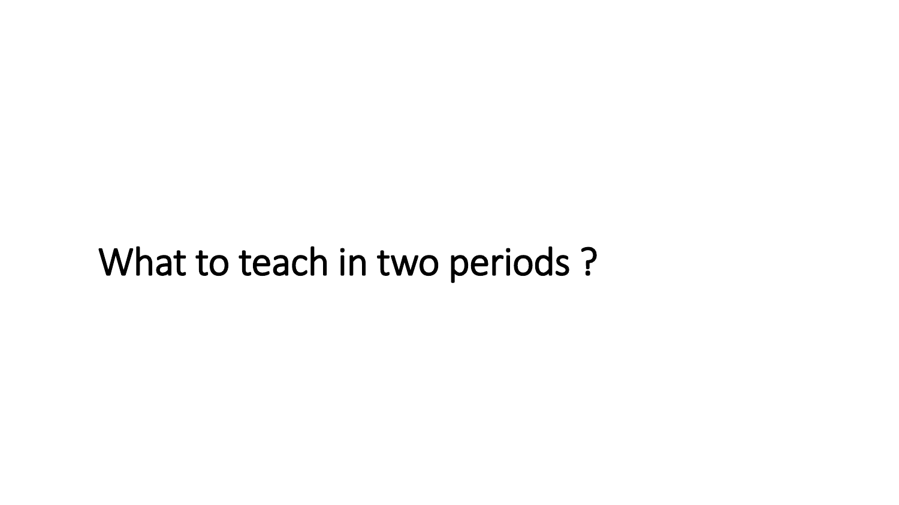# What to teach in two periods ?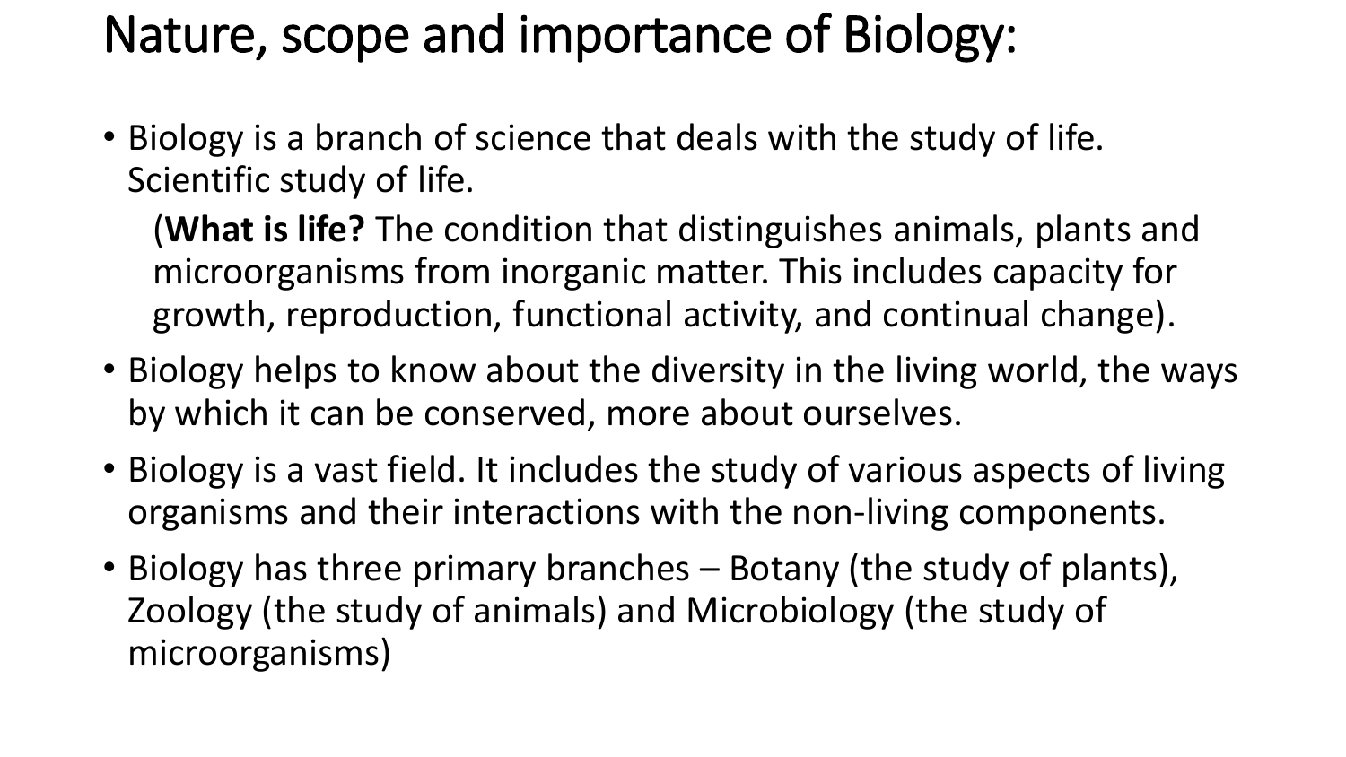# Nature, scope and importance of Biology:

- Biology is a branch of science that deals with the study of life. Scientific study of life.

  (**What is life?** The condition that distinguishes animals, plants and microorganisms from inorganic matter. This includes capacity for growth, reproduction, functional activity, and continual change).

- Biology helps to know about the diversity in the living world, the ways by which it can be conserved, more about ourselves.
- Biology is a vast field. It includes the study of various aspects of living organisms and their interactions with the non-living components.
- Biology has three primary branches – Botany (the study of plants), Zoology (the study of animals) and Microbiology (the study of microorganisms)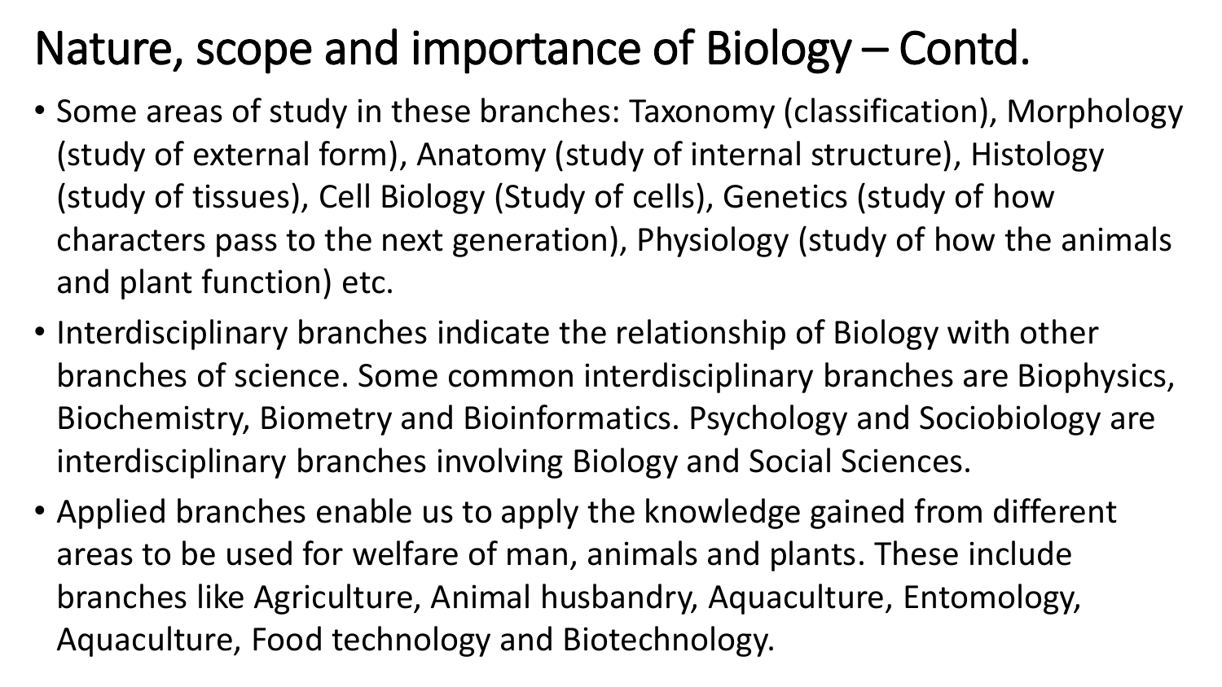# Nature, scope and importance of Biology – Contd.

- Some areas of study in these branches: Taxonomy (classification), Morphology (study of external form), Anatomy (study of internal structure), Histology (study of tissues), Cell Biology (Study of cells), Genetics (study of how characters pass to the next generation), Physiology (study of how the animals and plant function) etc.
- Interdisciplinary branches indicate the relationship of Biology with other branches of science. Some common interdisciplinary branches are Biophysics, Biochemistry, Biometry and Bioinformatics. Psychology and Sociobiology are interdisciplinary branches involving Biology and Social Sciences.
- Applied branches enable us to apply the knowledge gained from different areas to be used for welfare of man, animals and plants. These include branches like Agriculture, Animal husbandry, Aquaculture, Entomology, Aquaculture, Food technology and Biotechnology.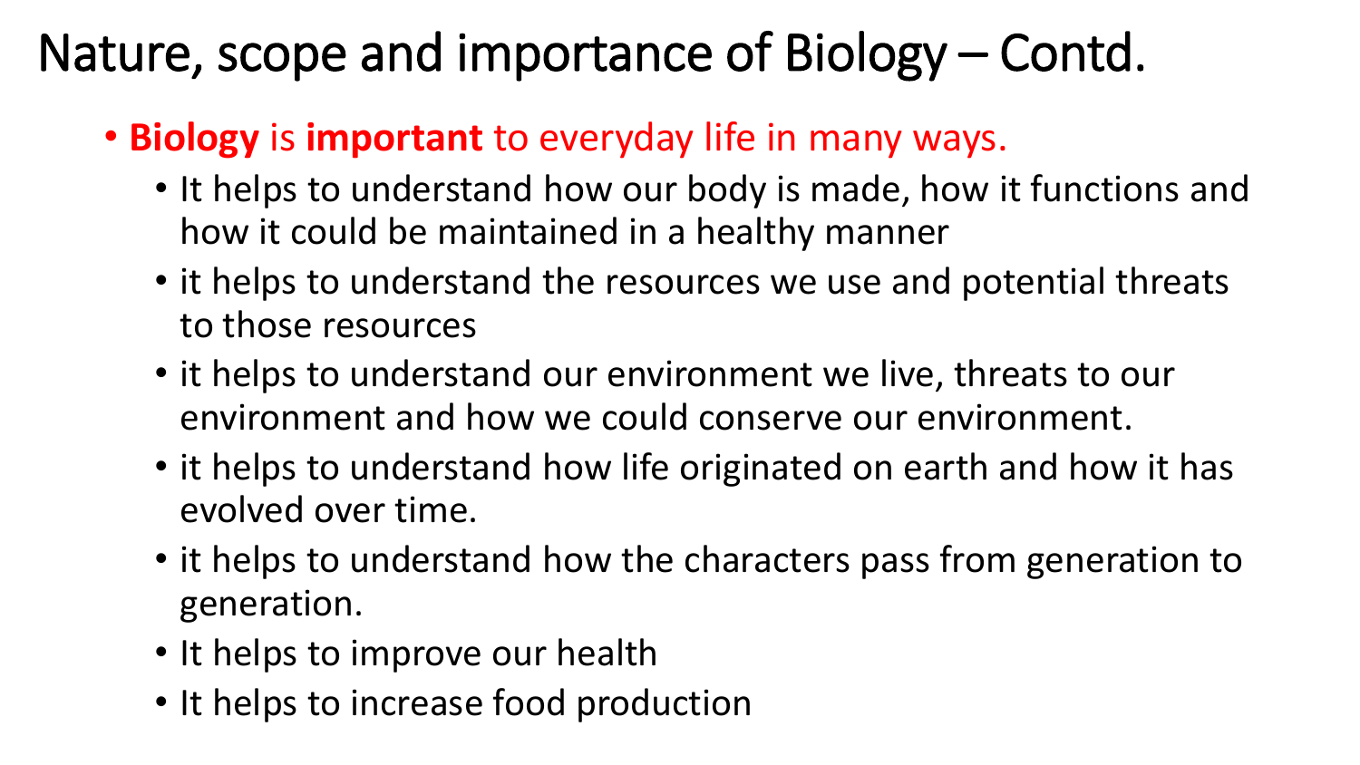# Nature, scope and importance of Biology – Contd.

- **Biology** is **important** to everyday life in many ways.
  - It helps to understand how our body is made, how it functions and how it could be maintained in a healthy manner
  - it helps to understand the resources we use and potential threats to those resources
  - it helps to understand our environment we live, threats to our environment and how we could conserve our environment.
  - it helps to understand how life originated on earth and how it has evolved over time.
  - it helps to understand how the characters pass from generation to generation.
  - It helps to improve our health
  - It helps to increase food production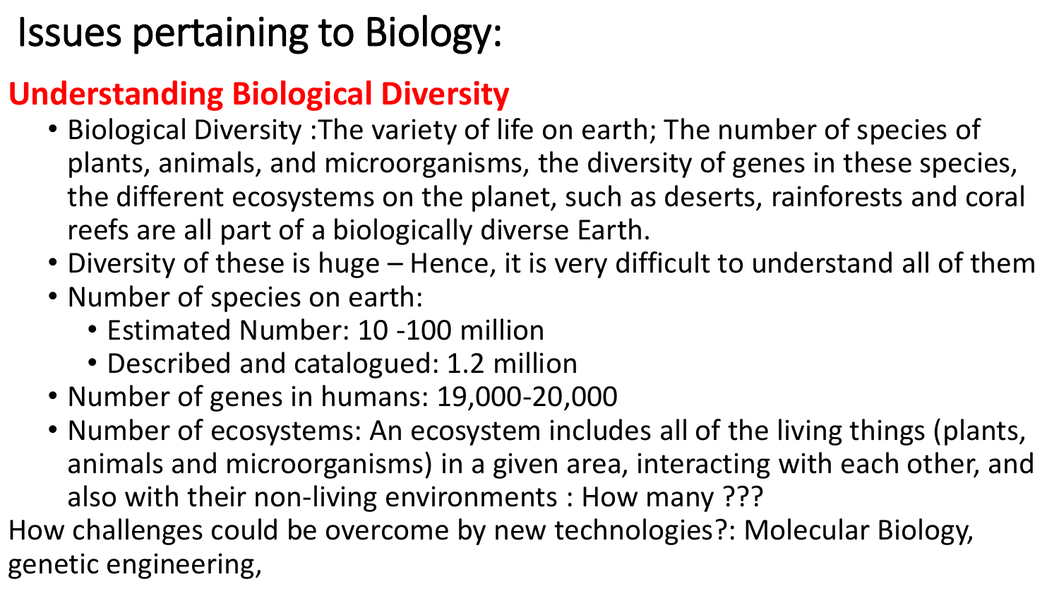# Issues pertaining to Biology:

## Understanding Biological Diversity

- Biological Diversity :The variety of life on earth; The number of species of plants, animals, and microorganisms, the diversity of genes in these species, the different ecosystems on the planet, such as deserts, rainforests and coral reefs are all part of a biologically diverse Earth.
- Diversity of these is huge – Hence, it is very difficult to understand all of them
- Number of species on earth:
  - Estimated Number: 10 -100 million
  - Described and catalogued: 1.2 million
- Number of genes in humans: 19,000-20,000
- Number of ecosystems: An ecosystem includes all of the living things (plants, animals and microorganisms) in a given area, interacting with each other, and also with their non-living environments : How many ???

How challenges could be overcome by new technologies?: Molecular Biology, genetic engineering,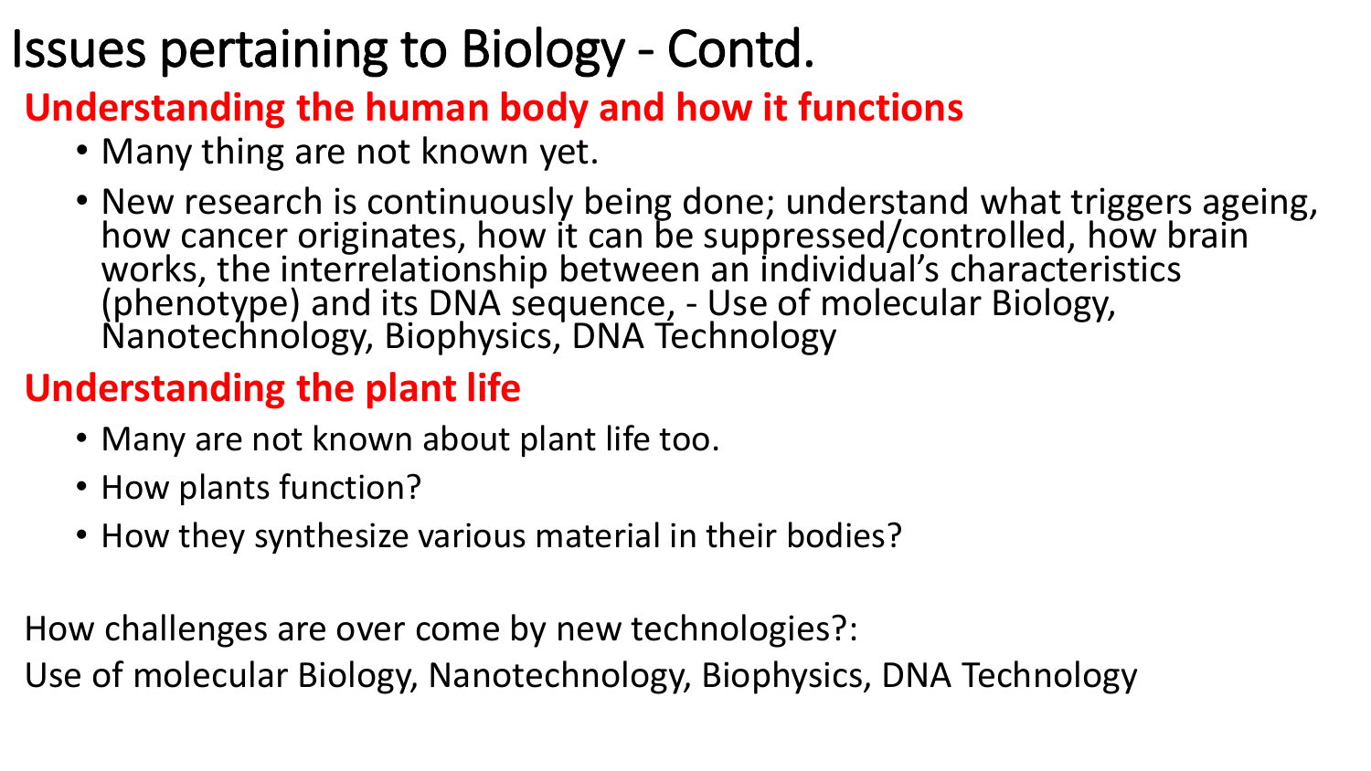# Issues pertaining to Biology - Contd.

## Understanding the human body and how it functions

- Many thing are not known yet.
- New research is continuously being done; understand what triggers ageing, how cancer originates, how it can be suppressed/controlled, how brain works, the interrelationship between an individual's characteristics (phenotype) and its DNA sequence, - Use of molecular Biology, Nanotechnology, Biophysics, DNA Technology

## Understanding the plant life

- Many are not known about plant life too.
- How plants function?
- How they synthesize various material in their bodies?

How challenges are over come by new technologies?:

Use of molecular Biology, Nanotechnology, Biophysics, DNA Technology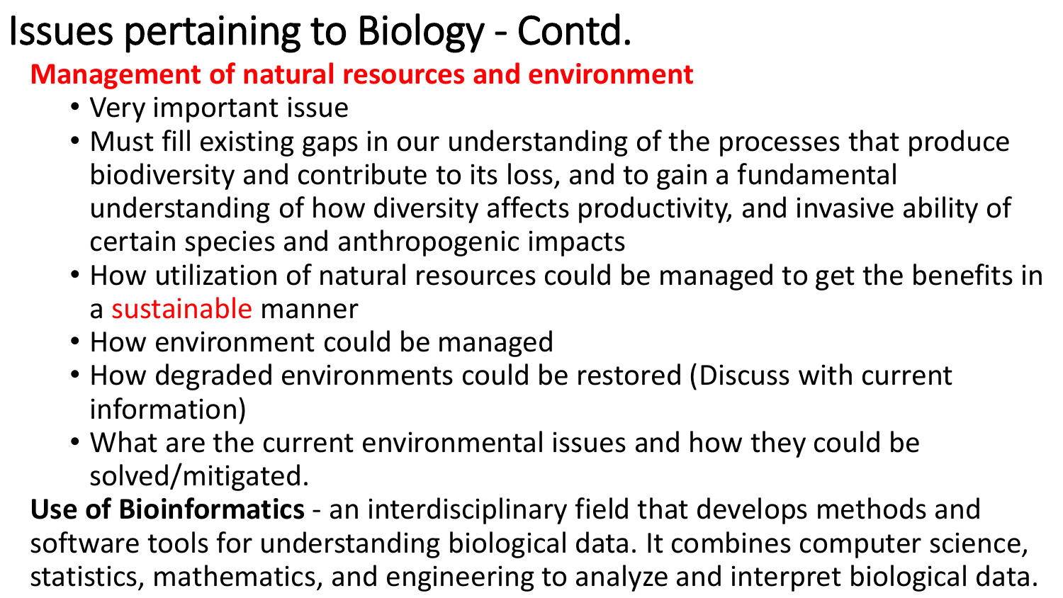# Issues pertaining to Biology - Contd.

**Management of natural resources and environment**

- Very important issue
- Must fill existing gaps in our understanding of the processes that produce biodiversity and contribute to its loss, and to gain a fundamental understanding of how diversity affects productivity, and invasive ability of certain species and anthropogenic impacts
- How utilization of natural resources could be managed to get the benefits in a sustainable manner
- How environment could be managed
- How degraded environments could be restored (Discuss with current information)
- What are the current environmental issues and how they could be solved/mitigated.

**Use of Bioinformatics** - an interdisciplinary field that develops methods and software tools for understanding biological data. It combines computer science, statistics, mathematics, and engineering to analyze and interpret biological data.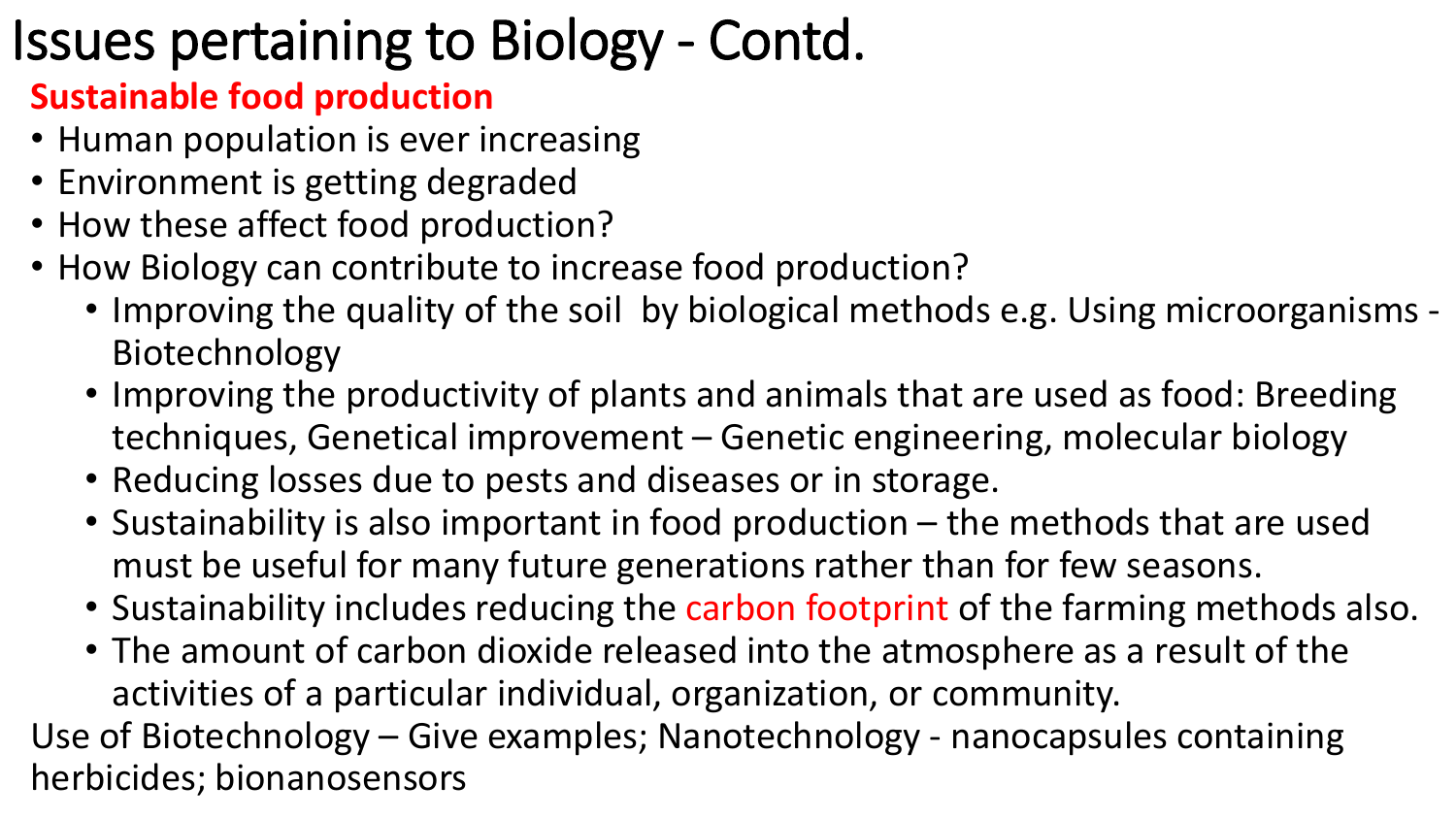# Issues pertaining to Biology - Contd.

**Sustainable food production**

- Human population is ever increasing
- Environment is getting degraded
- How these affect food production?
- How Biology can contribute to increase food production?
  - Improving the quality of the soil by biological methods e.g. Using microorganisms - Biotechnology
  - Improving the productivity of plants and animals that are used as food: Breeding techniques, Genetical improvement – Genetic engineering, molecular biology
  - Reducing losses due to pests and diseases or in storage.
  - Sustainability is also important in food production – the methods that are used must be useful for many future generations rather than for few seasons.
  - Sustainability includes reducing the carbon footprint of the farming methods also.
  - The amount of carbon dioxide released into the atmosphere as a result of the activities of a particular individual, organization, or community.

Use of Biotechnology – Give examples; Nanotechnology - nanocapsules containing herbicides; bionanosensors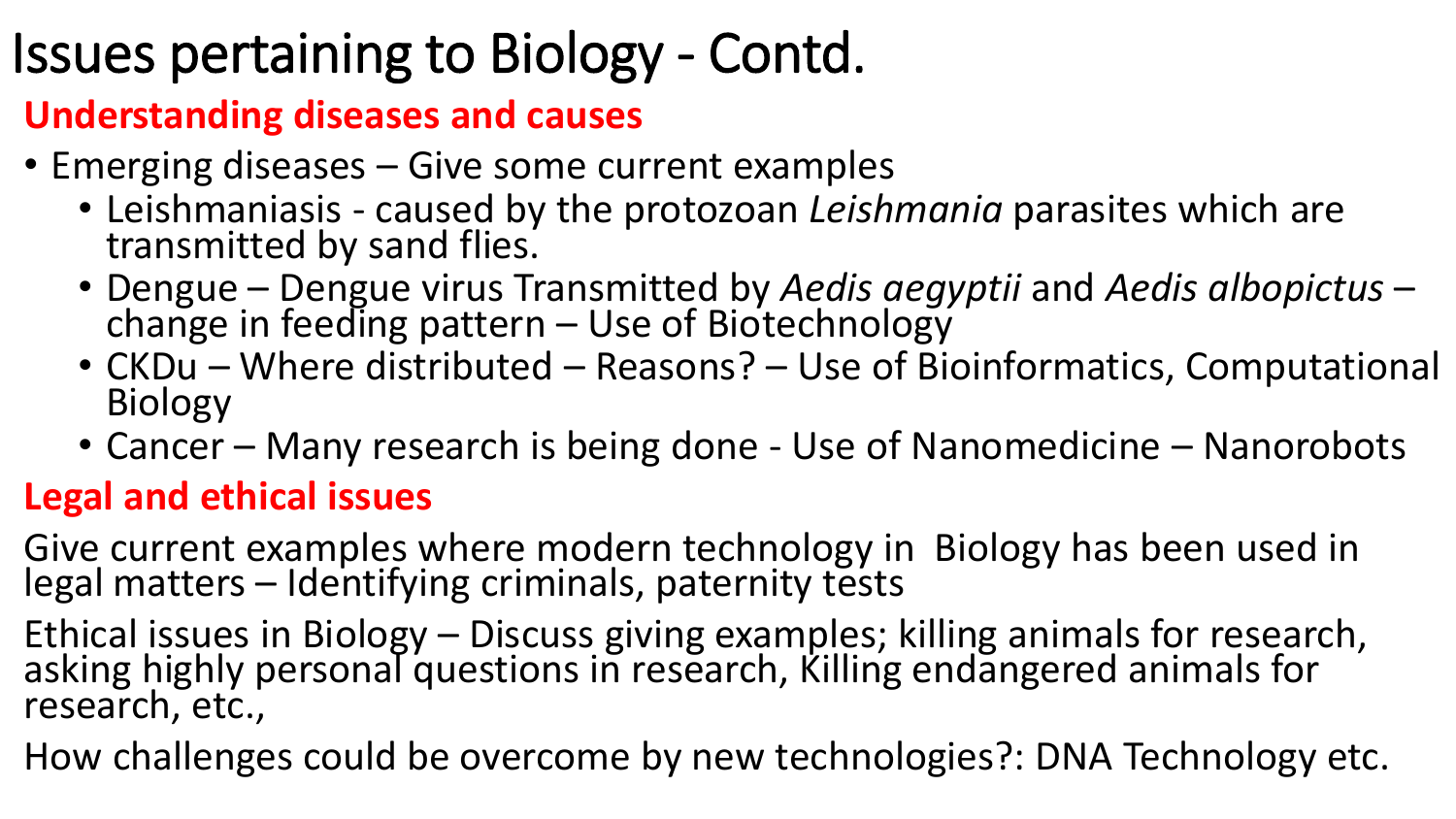# Issues pertaining to Biology - Contd.

## Understanding diseases and causes

- Emerging diseases – Give some current examples
  - Leishmaniasis - caused by the protozoan *Leishmania* parasites which are transmitted by sand flies.
  - Dengue – Dengue virus Transmitted by *Aedis aegyptii* and *Aedis albopictus* – change in feeding pattern – Use of Biotechnology
  - CKDu – Where distributed – Reasons? – Use of Bioinformatics, Computational Biology
  - Cancer – Many research is being done - Use of Nanomedicine – Nanorobots

## Legal and ethical issues

Give current examples where modern technology in Biology has been used in legal matters – Identifying criminals, paternity tests

Ethical issues in Biology – Discuss giving examples; killing animals for research, asking highly personal questions in research, Killing endangered animals for research, etc.,

How challenges could be overcome by new technologies?: DNA Technology etc.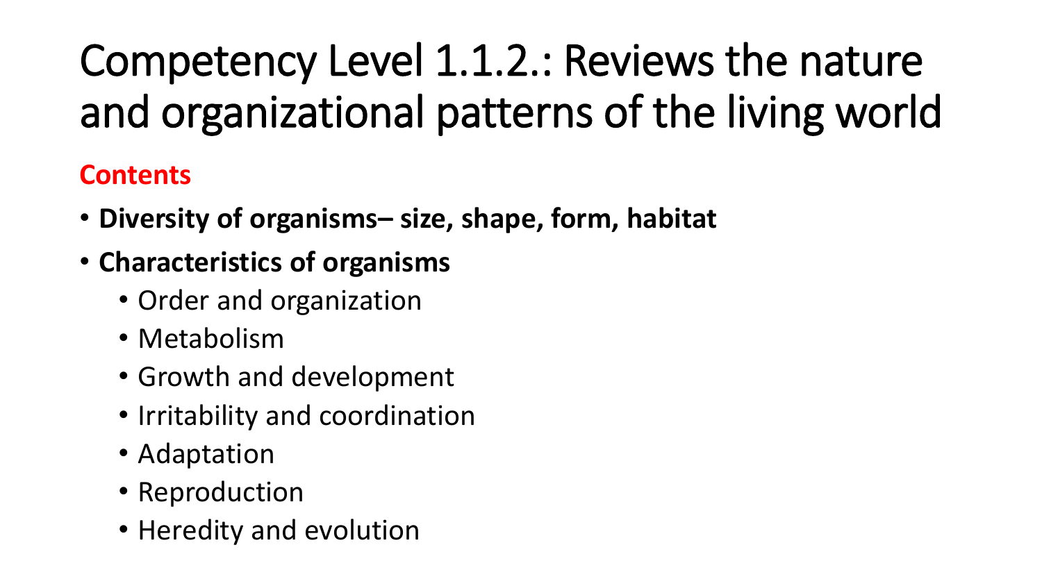# Competency Level 1.1.2.: Reviews the nature and organizational patterns of the living world

**Contents**

- **Diversity of organisms– size, shape, form, habitat**
- **Characteristics of organisms**
  - Order and organization
  - Metabolism
  - Growth and development
  - Irritability and coordination
  - Adaptation
  - Reproduction
  - Heredity and evolution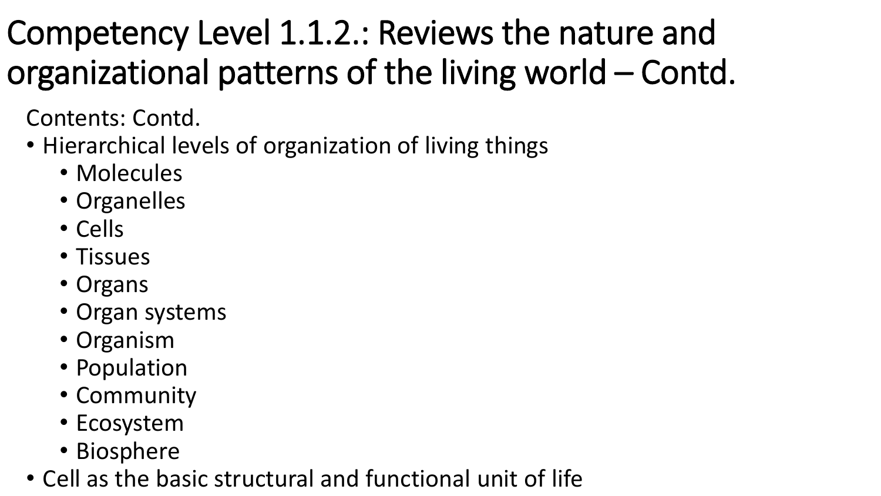# Competency Level 1.1.2.: Reviews the nature and organizational patterns of the living world – Contd.

Contents: Contd.

- Hierarchical levels of organization of living things
  - Molecules
  - Organelles
  - Cells
  - Tissues
  - Organs
  - Organ systems
  - Organism
  - Population
  - Community
  - Ecosystem
  - Biosphere
- Cell as the basic structural and functional unit of life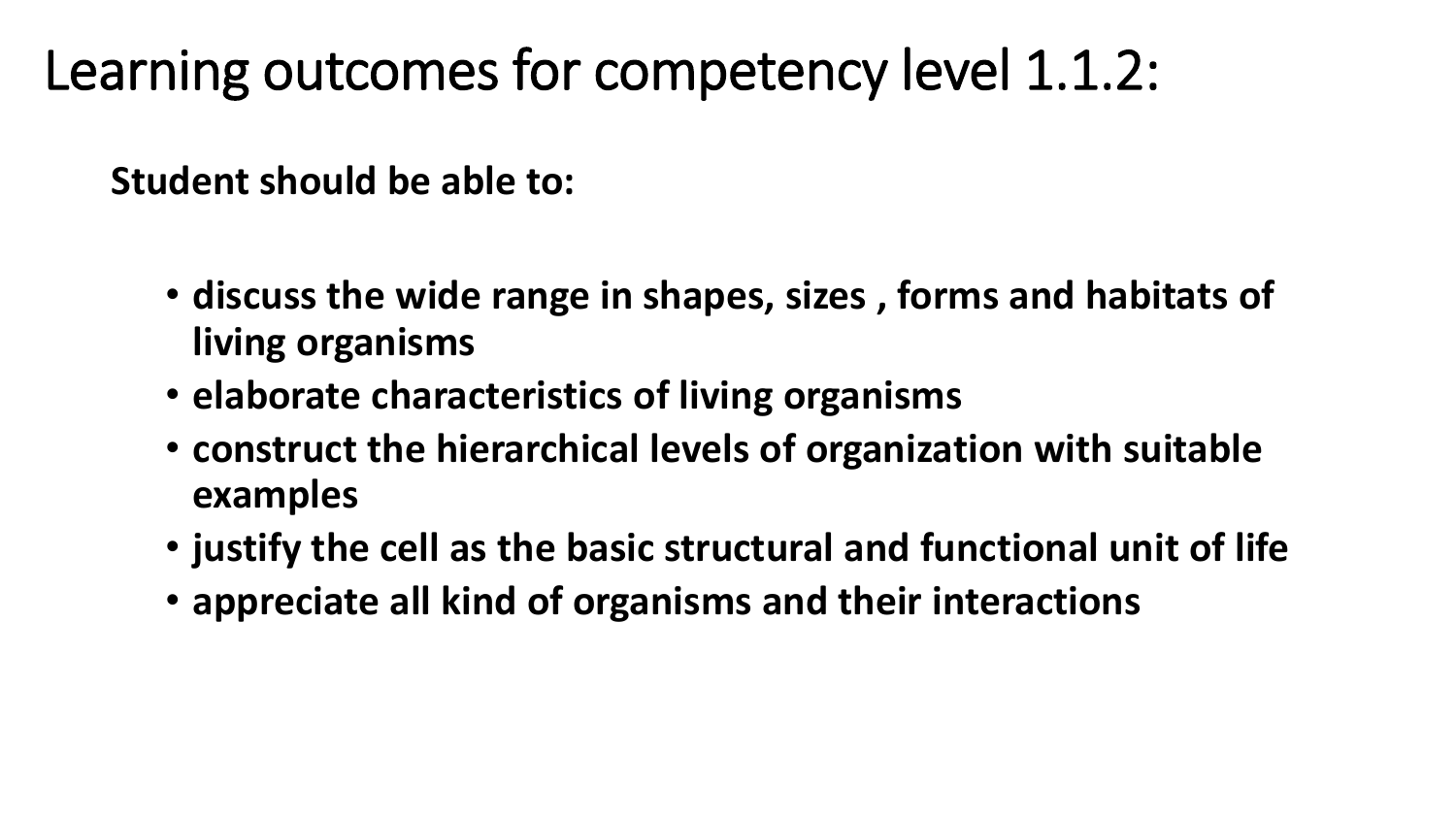# Learning outcomes for competency level 1.1.2:

**Student should be able to:**

- **discuss the wide range in shapes, sizes , forms and habitats of living organisms**
- **elaborate characteristics of living organisms**
- **construct the hierarchical levels of organization with suitable examples**
- **justify the cell as the basic structural and functional unit of life**
- **appreciate all kind of organisms and their interactions**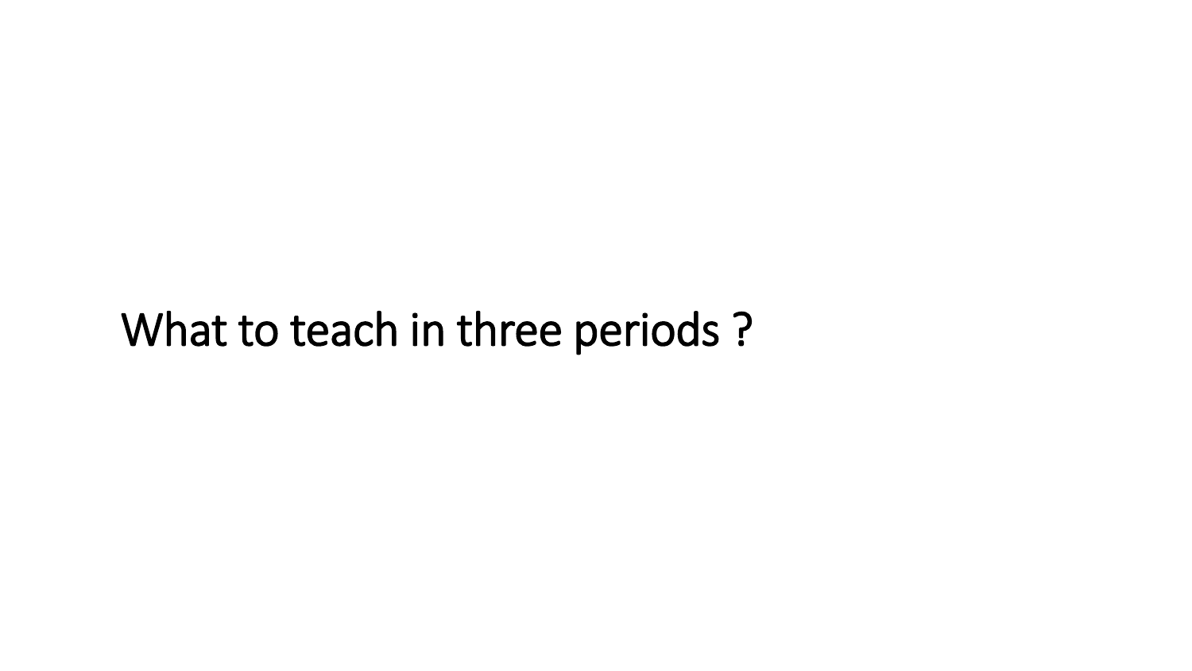# What to teach in three periods ?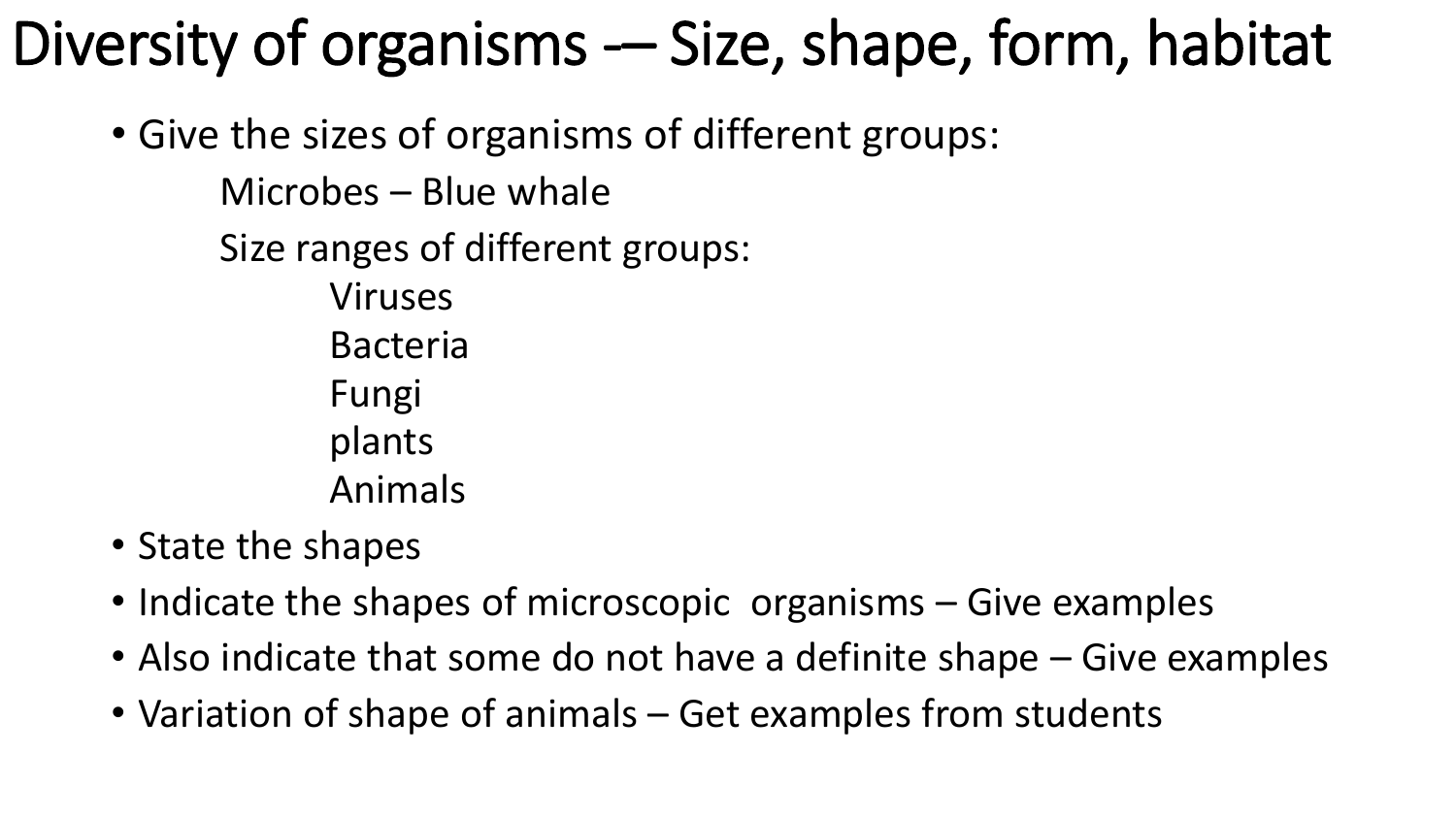# Diversity of organisms -– Size, shape, form, habitat

- Give the sizes of organisms of different groups:
  - Microbes – Blue whale
  - Size ranges of different groups:
    - Viruses
    - Bacteria
    - Fungi
    - plants
    - Animals
- State the shapes
- Indicate the shapes of microscopic organisms – Give examples
- Also indicate that some do not have a definite shape – Give examples
- Variation of shape of animals – Get examples from students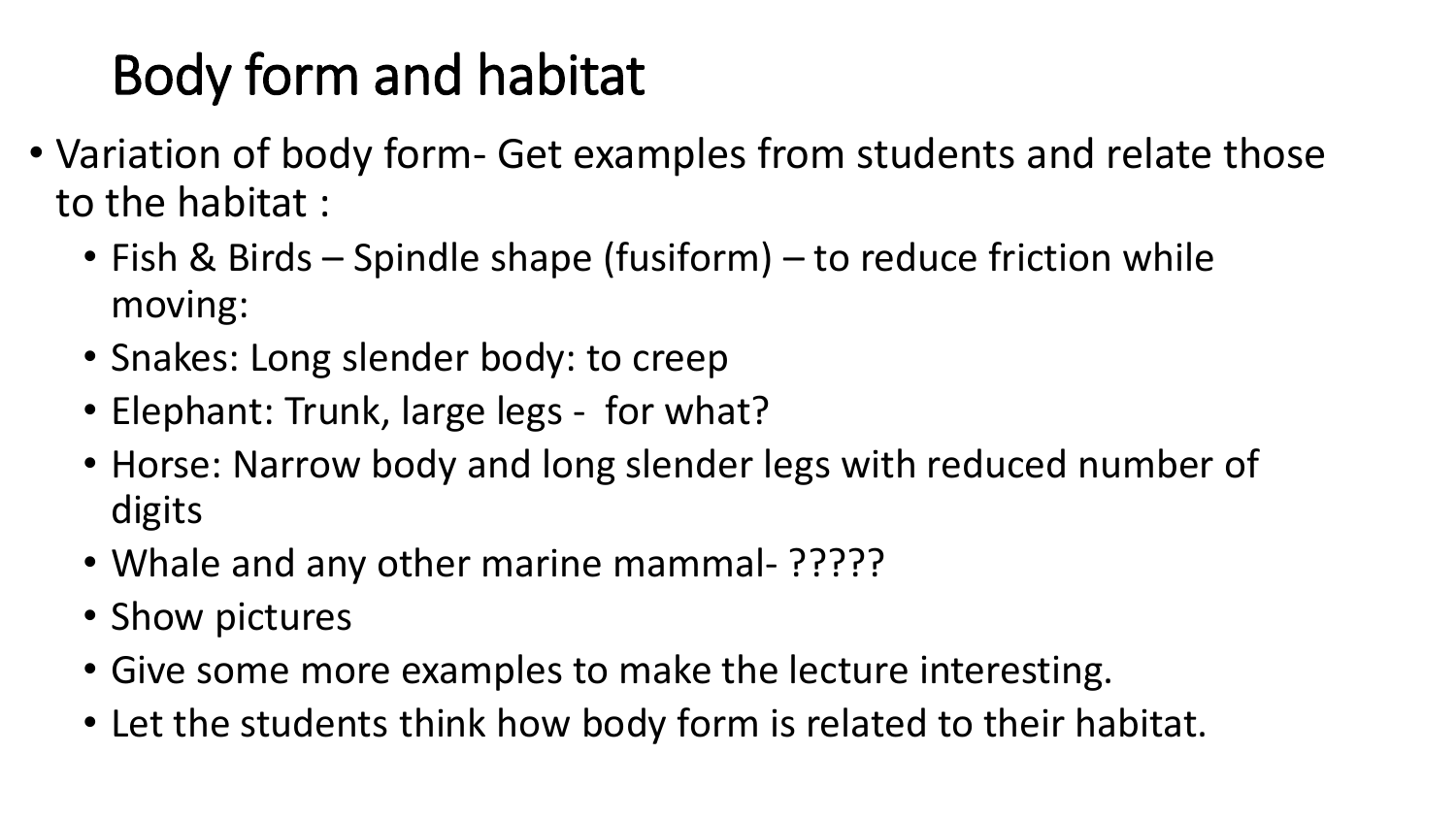# Body form and habitat

- Variation of body form- Get examples from students and relate those to the habitat :
  - Fish & Birds – Spindle shape (fusiform) – to reduce friction while moving:
  - Snakes: Long slender body: to creep
  - Elephant: Trunk, large legs - for what?
  - Horse: Narrow body and long slender legs with reduced number of digits
  - Whale and any other marine mammal- ?????
  - Show pictures
  - Give some more examples to make the lecture interesting.
  - Let the students think how body form is related to their habitat.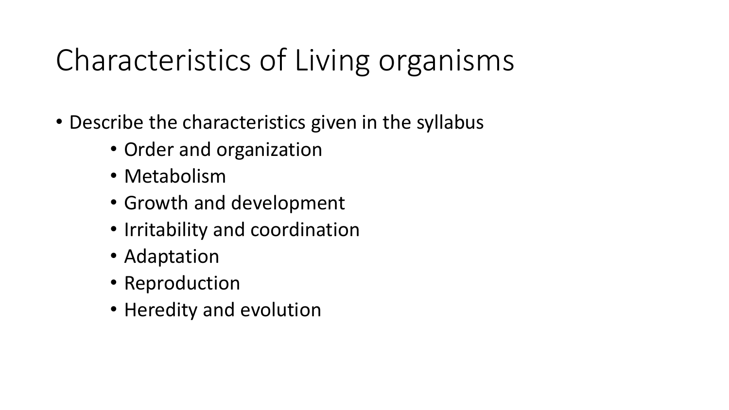# Characteristics of Living organisms

- Describe the characteristics given in the syllabus
  - Order and organization
  - Metabolism
  - Growth and development
  - Irritability and coordination
  - Adaptation
  - Reproduction
  - Heredity and evolution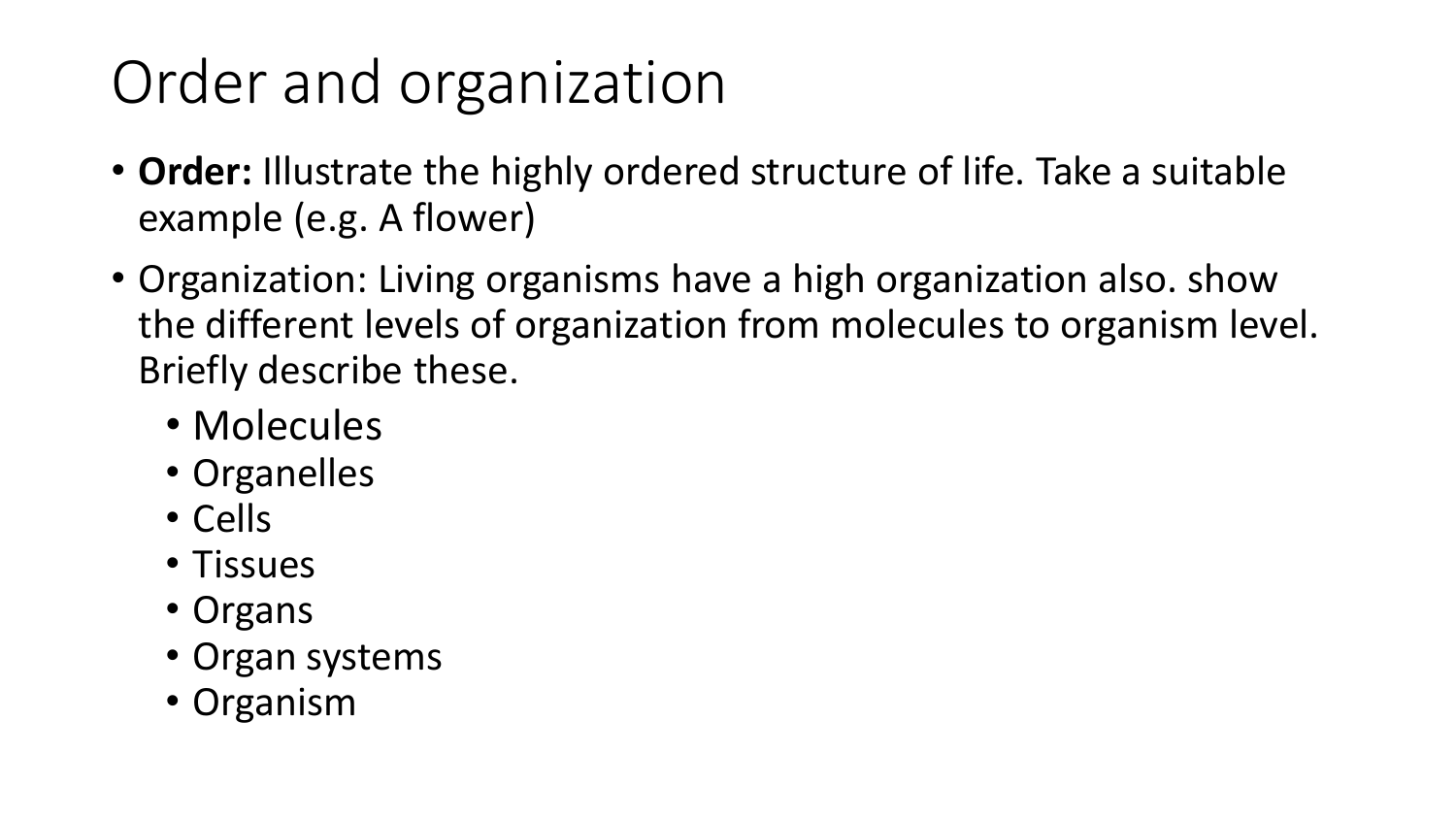# Order and organization

- **Order:** Illustrate the highly ordered structure of life. Take a suitable example (e.g. A flower)
- Organization: Living organisms have a high organization also. show the different levels of organization from molecules to organism level. Briefly describe these.
  - Molecules
  - Organelles
  - Cells
  - Tissues
  - Organs
  - Organ systems
  - Organism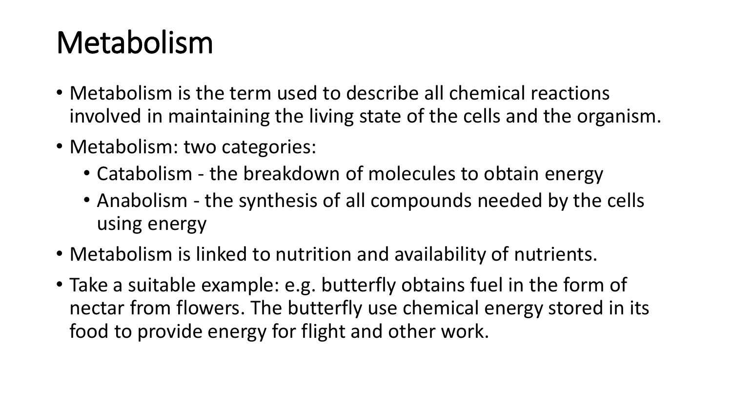# Metabolism

- Metabolism is the term used to describe all chemical reactions involved in maintaining the living state of the cells and the organism.
- Metabolism: two categories:
  - Catabolism - the breakdown of molecules to obtain energy
  - Anabolism - the synthesis of all compounds needed by the cells using energy
- Metabolism is linked to nutrition and availability of nutrients.
- Take a suitable example: e.g. butterfly obtains fuel in the form of nectar from flowers. The butterfly use chemical energy stored in its food to provide energy for flight and other work.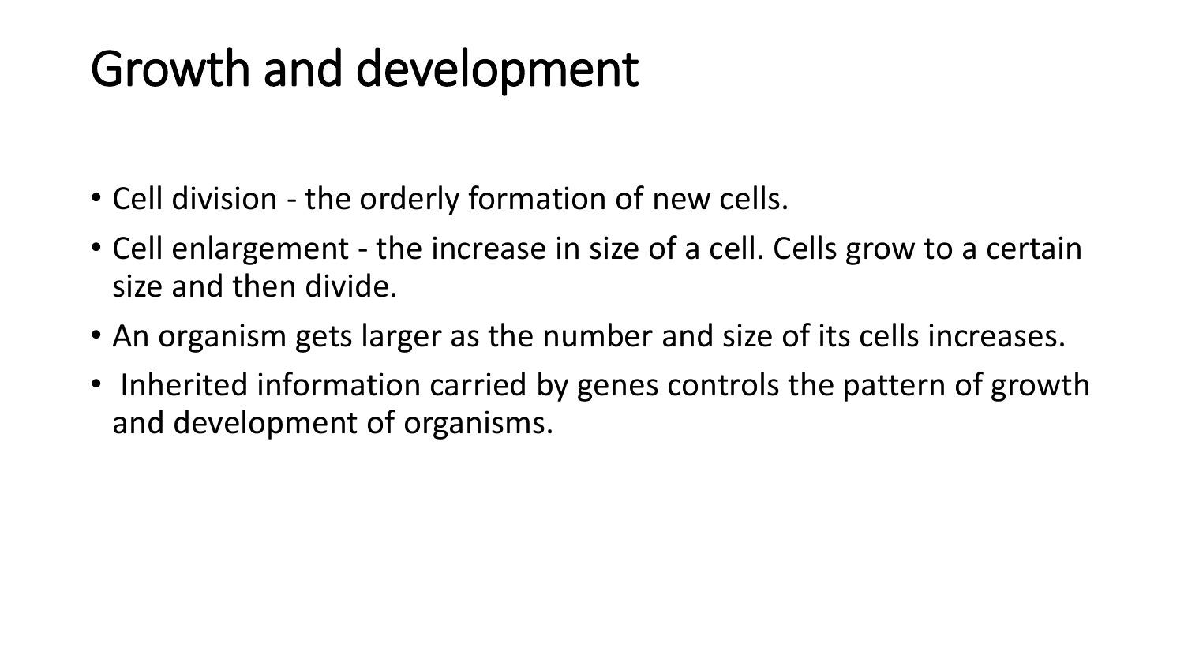# Growth and development

- Cell division - the orderly formation of new cells.
- Cell enlargement - the increase in size of a cell. Cells grow to a certain size and then divide.
- An organism gets larger as the number and size of its cells increases.
- Inherited information carried by genes controls the pattern of growth and development of organisms.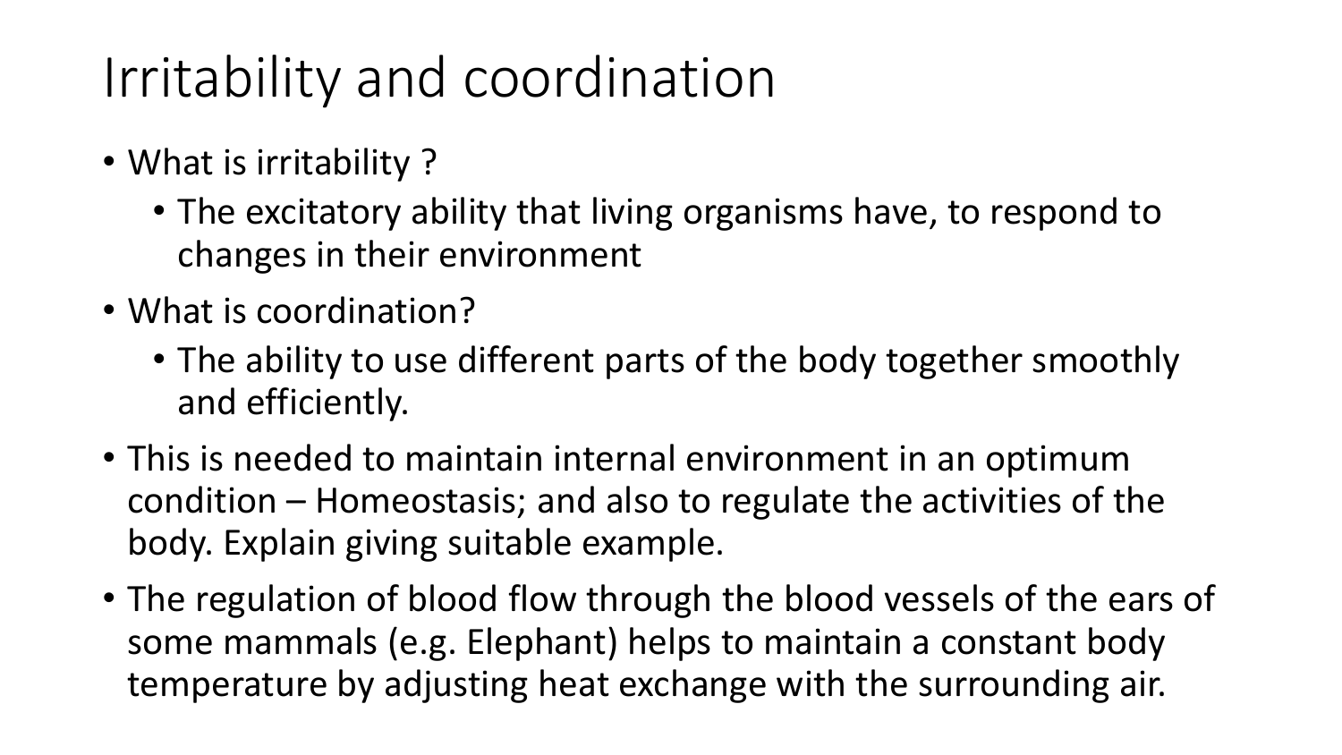# Irritability and coordination

- What is irritability ?
  - The excitatory ability that living organisms have, to respond to changes in their environment
- What is coordination?
  - The ability to use different parts of the body together smoothly and efficiently.
- This is needed to maintain internal environment in an optimum condition – Homeostasis; and also to regulate the activities of the body. Explain giving suitable example.
- The regulation of blood flow through the blood vessels of the ears of some mammals (e.g. Elephant) helps to maintain a constant body temperature by adjusting heat exchange with the surrounding air.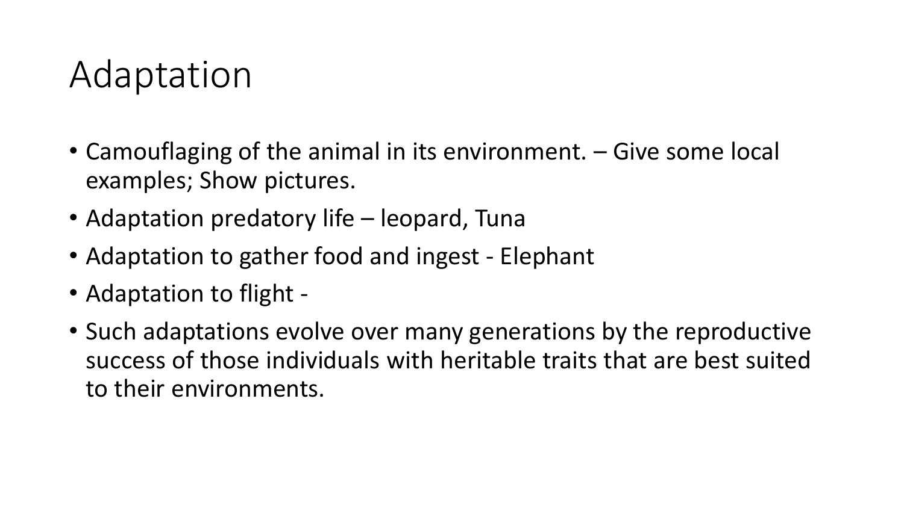# Adaptation

- Camouflaging of the animal in its environment. – Give some local examples; Show pictures.
- Adaptation predatory life – leopard, Tuna
- Adaptation to gather food and ingest - Elephant
- Adaptation to flight -
- Such adaptations evolve over many generations by the reproductive success of those individuals with heritable traits that are best suited to their environments.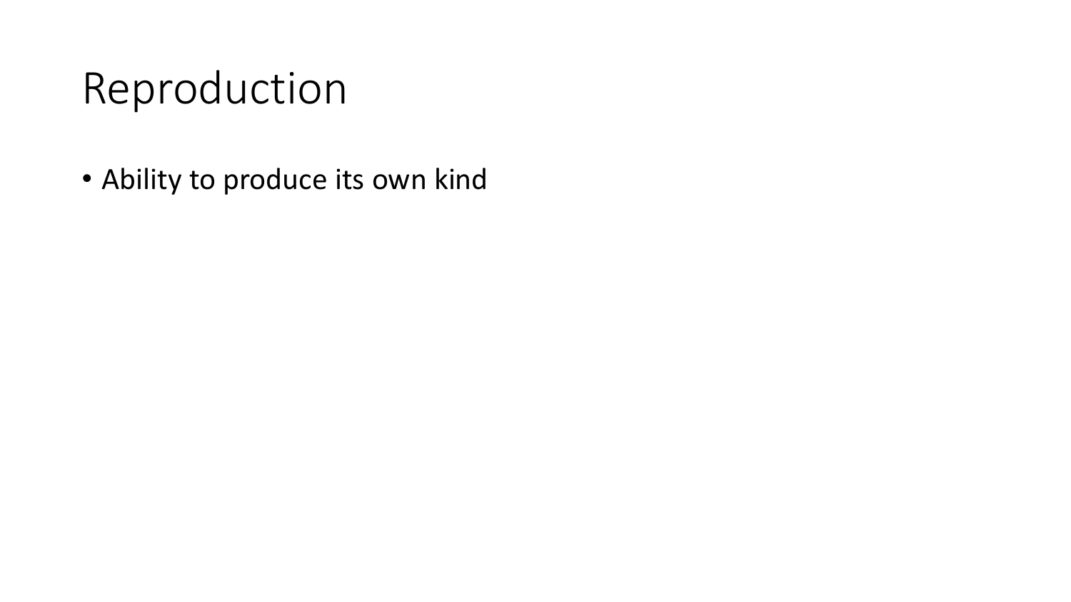# Reproduction

- Ability to produce its own kind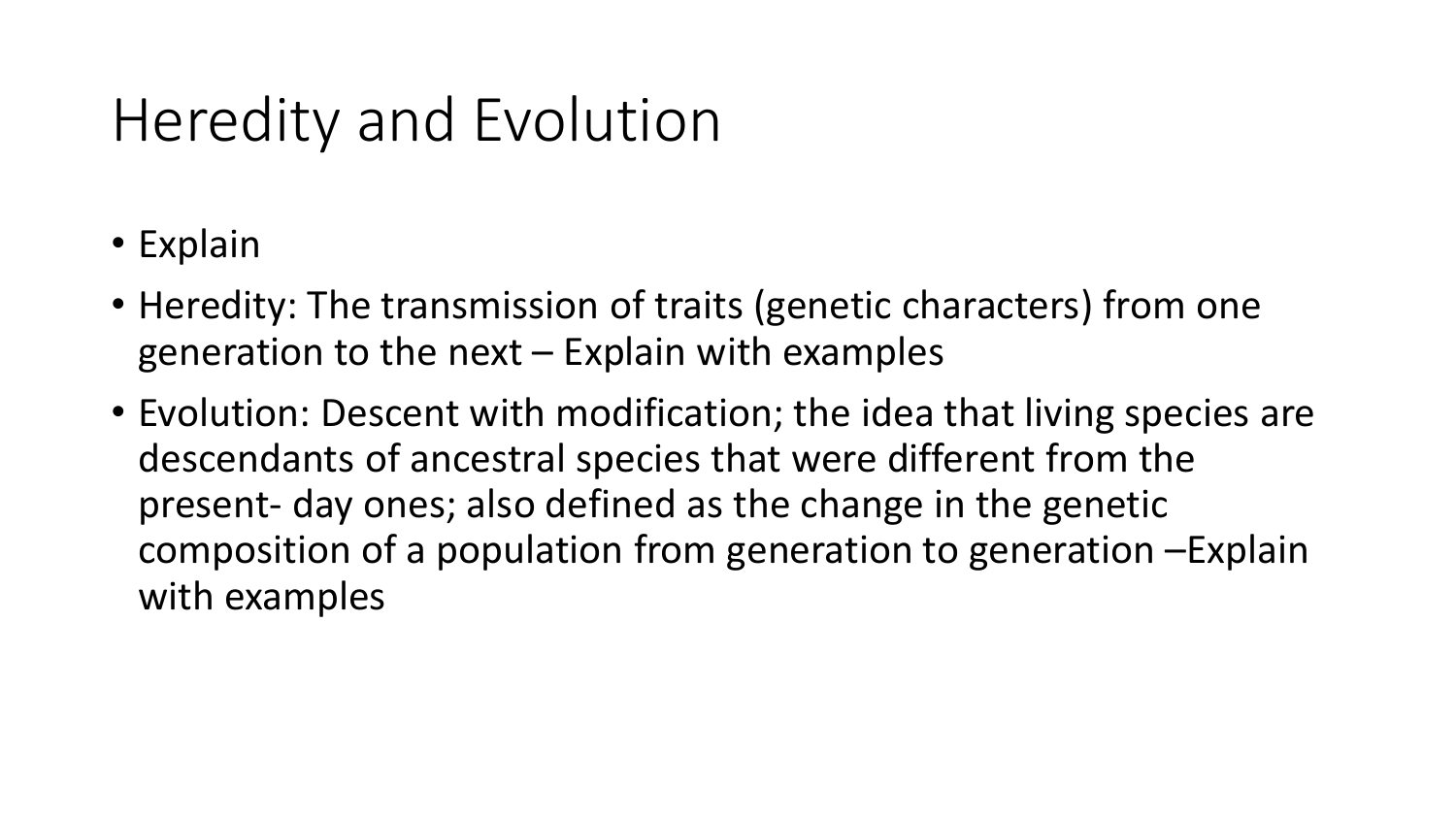# Heredity and Evolution

- Explain
- Heredity: The transmission of traits (genetic characters) from one generation to the next – Explain with examples
- Evolution: Descent with modification; the idea that living species are descendants of ancestral species that were different from the present- day ones; also defined as the change in the genetic composition of a population from generation to generation –Explain with examples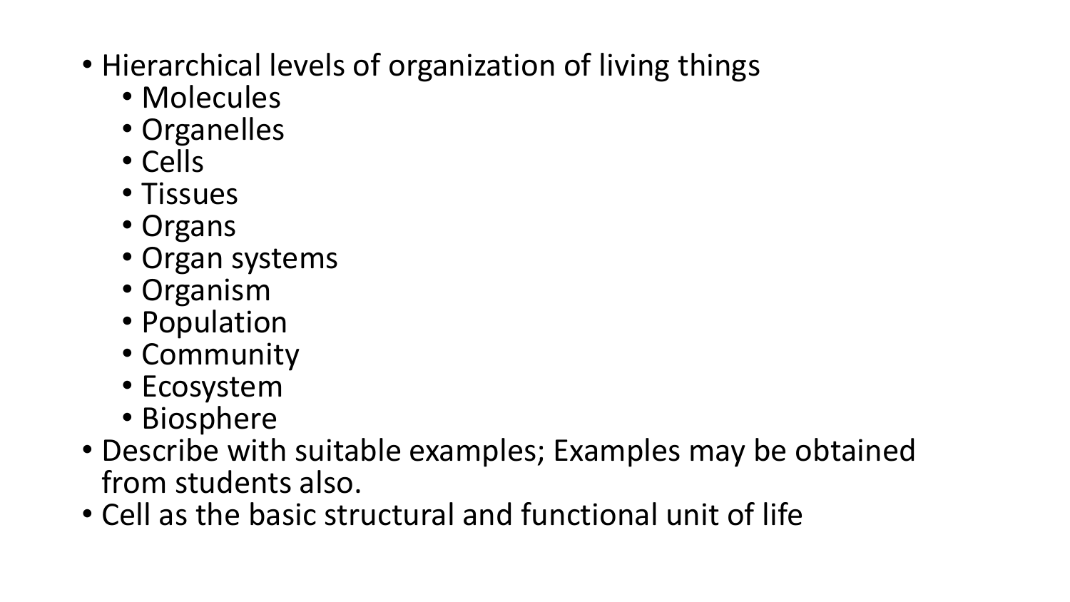- Hierarchical levels of organization of living things
  - Molecules
  - Organelles
  - Cells
  - Tissues
  - Organs
  - Organ systems
  - Organism
  - Population
  - Community
  - Ecosystem
  - Biosphere
- Describe with suitable examples; Examples may be obtained from students also.
- Cell as the basic structural and functional unit of life